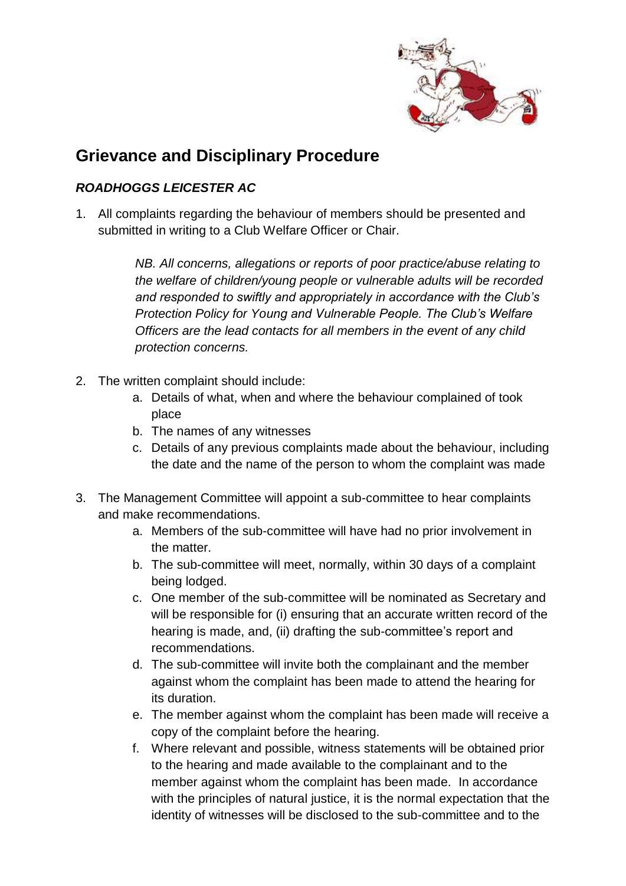# Grievance and Disciplinary Procedure

***ROADHOGGS LEICESTER AC***

1. All complaints regarding the behaviour of members should be presented and submitted in writing to a Club Welfare Officer or Chair.

   *NB. All concerns, allegations or reports of poor practice/abuse relating to the welfare of children/young people or vulnerable adults will be recorded and responded to swiftly and appropriately in accordance with the Club's Protection Policy for Young and Vulnerable People. The Club's Welfare Officers are the lead contacts for all members in the event of any child protection concerns.*

2. The written complaint should include:
   a. Details of what, when and where the behaviour complained of took place
   b. The names of any witnesses
   c. Details of any previous complaints made about the behaviour, including the date and the name of the person to whom the complaint was made

3. The Management Committee will appoint a sub-committee to hear complaints and make recommendations.
   a. Members of the sub-committee will have had no prior involvement in the matter.
   b. The sub-committee will meet, normally, within 30 days of a complaint being lodged.
   c. One member of the sub-committee will be nominated as Secretary and will be responsible for (i) ensuring that an accurate written record of the hearing is made, and, (ii) drafting the sub-committee's report and recommendations.
   d. The sub-committee will invite both the complainant and the member against whom the complaint has been made to attend the hearing for its duration.
   e. The member against whom the complaint has been made will receive a copy of the complaint before the hearing.
   f. Where relevant and possible, witness statements will be obtained prior to the hearing and made available to the complainant and to the member against whom the complaint has been made. In accordance with the principles of natural justice, it is the normal expectation that the identity of witnesses will be disclosed to the sub-committee and to the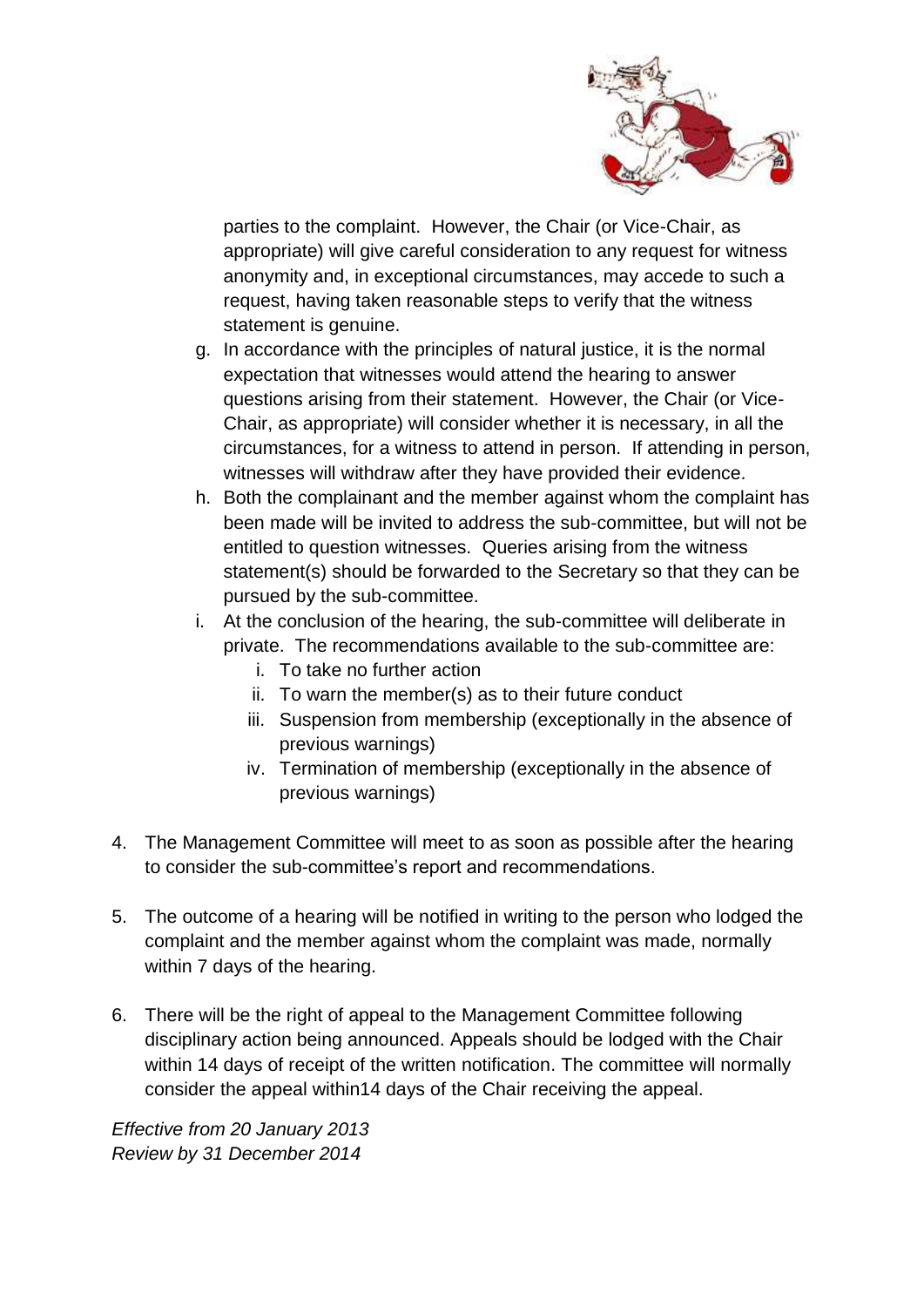parties to the complaint. However, the Chair (or Vice-Chair, as appropriate) will give careful consideration to any request for witness anonymity and, in exceptional circumstances, may accede to such a request, having taken reasonable steps to verify that the witness statement is genuine.

g. In accordance with the principles of natural justice, it is the normal expectation that witnesses would attend the hearing to answer questions arising from their statement. However, the Chair (or Vice-Chair, as appropriate) will consider whether it is necessary, in all the circumstances, for a witness to attend in person. If attending in person, witnesses will withdraw after they have provided their evidence.

h. Both the complainant and the member against whom the complaint has been made will be invited to address the sub-committee, but will not be entitled to question witnesses. Queries arising from the witness statement(s) should be forwarded to the Secretary so that they can be pursued by the sub-committee.

i. At the conclusion of the hearing, the sub-committee will deliberate in private. The recommendations available to the sub-committee are:
   i. To take no further action
   ii. To warn the member(s) as to their future conduct
   iii. Suspension from membership (exceptionally in the absence of previous warnings)
   iv. Termination of membership (exceptionally in the absence of previous warnings)

4. The Management Committee will meet to as soon as possible after the hearing to consider the sub-committee's report and recommendations.

5. The outcome of a hearing will be notified in writing to the person who lodged the complaint and the member against whom the complaint was made, normally within 7 days of the hearing.

6. There will be the right of appeal to the Management Committee following disciplinary action being announced. Appeals should be lodged with the Chair within 14 days of receipt of the written notification. The committee will normally consider the appeal within14 days of the Chair receiving the appeal.

*Effective from 20 January 2013*
*Review by 31 December 2014*